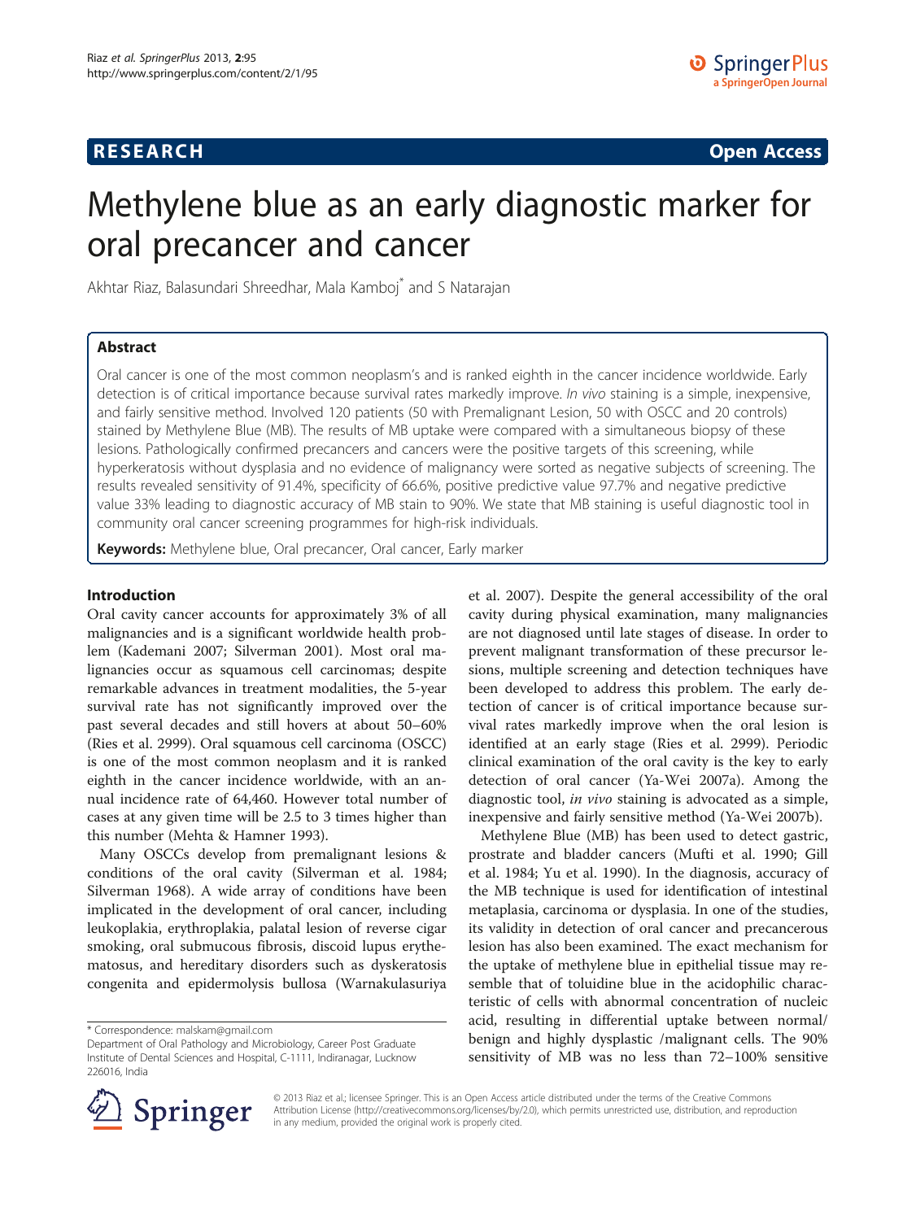RESEARCH Open Access

# Methylene blue as an early diagnostic marker for oral precancer and cancer

Akhtar Riaz, Balasundari Shreedhar, Mala Kamboj* and S Natarajan

## Abstract

Oral cancer is one of the most common neoplasm's and is ranked eighth in the cancer incidence worldwide. Early detection is of critical importance because survival rates markedly improve. *In vivo* staining is a simple, inexpensive, and fairly sensitive method. Involved 120 patients (50 with Premalignant Lesion, 50 with OSCC and 20 controls) stained by Methylene Blue (MB). The results of MB uptake were compared with a simultaneous biopsy of these lesions. Pathologically confirmed precancers and cancers were the positive targets of this screening, while hyperkeratosis without dysplasia and no evidence of malignancy were sorted as negative subjects of screening. The results revealed sensitivity of 91.4%, specificity of 66.6%, positive predictive value 97.7% and negative predictive value 33% leading to diagnostic accuracy of MB stain to 90%. We state that MB staining is useful diagnostic tool in community oral cancer screening programmes for high-risk individuals.

**Keywords:** Methylene blue, Oral precancer, Oral cancer, Early marker

## Introduction

Oral cavity cancer accounts for approximately 3% of all malignancies and is a significant worldwide health problem (Kademani 2007; Silverman 2001). Most oral malignancies occur as squamous cell carcinomas; despite remarkable advances in treatment modalities, the 5-year survival rate has not significantly improved over the past several decades and still hovers at about 50–60% (Ries et al. 2999). Oral squamous cell carcinoma (OSCC) is one of the most common neoplasm and it is ranked eighth in the cancer incidence worldwide, with an annual incidence rate of 64,460. However total number of cases at any given time will be 2.5 to 3 times higher than this number (Mehta & Hamner 1993).

Many OSCCs develop from premalignant lesions & conditions of the oral cavity (Silverman et al. 1984; Silverman 1968). A wide array of conditions have been implicated in the development of oral cancer, including leukoplakia, erythroplakia, palatal lesion of reverse cigar smoking, oral submucous fibrosis, discoid lupus erythematosus, and hereditary disorders such as dyskeratosis congenita and epidermolysis bullosa (Warnakulasuriya et al. 2007). Despite the general accessibility of the oral cavity during physical examination, many malignancies are not diagnosed until late stages of disease. In order to prevent malignant transformation of these precursor lesions, multiple screening and detection techniques have been developed to address this problem. The early detection of cancer is of critical importance because survival rates markedly improve when the oral lesion is identified at an early stage (Ries et al. 2999). Periodic clinical examination of the oral cavity is the key to early detection of oral cancer (Ya-Wei 2007a). Among the diagnostic tool, *in vivo* staining is advocated as a simple, inexpensive and fairly sensitive method (Ya-Wei 2007b).

Methylene Blue (MB) has been used to detect gastric, prostrate and bladder cancers (Mufti et al. 1990; Gill et al. 1984; Yu et al. 1990). In the diagnosis, accuracy of the MB technique is used for identification of intestinal metaplasia, carcinoma or dysplasia. In one of the studies, its validity in detection of oral cancer and precancerous lesion has also been examined. The exact mechanism for the uptake of methylene blue in epithelial tissue may resemble that of toluidine blue in the acidophilic characteristic of cells with abnormal concentration of nucleic acid, resulting in differential uptake between normal/ benign and highly dysplastic /malignant cells. The 90% sensitivity of MB was no less than 72–100% sensitive

* Correspondence: malskam@gmail.com
Department of Oral Pathology and Microbiology, Career Post Graduate Institute of Dental Sciences and Hospital, C-1111, Indiranagar, Lucknow 226016, India

© 2013 Riaz et al.; licensee Springer. This is an Open Access article distributed under the terms of the Creative Commons Attribution License (http://creativecommons.org/licenses/by/2.0), which permits unrestricted use, distribution, and reproduction in any medium, provided the original work is properly cited.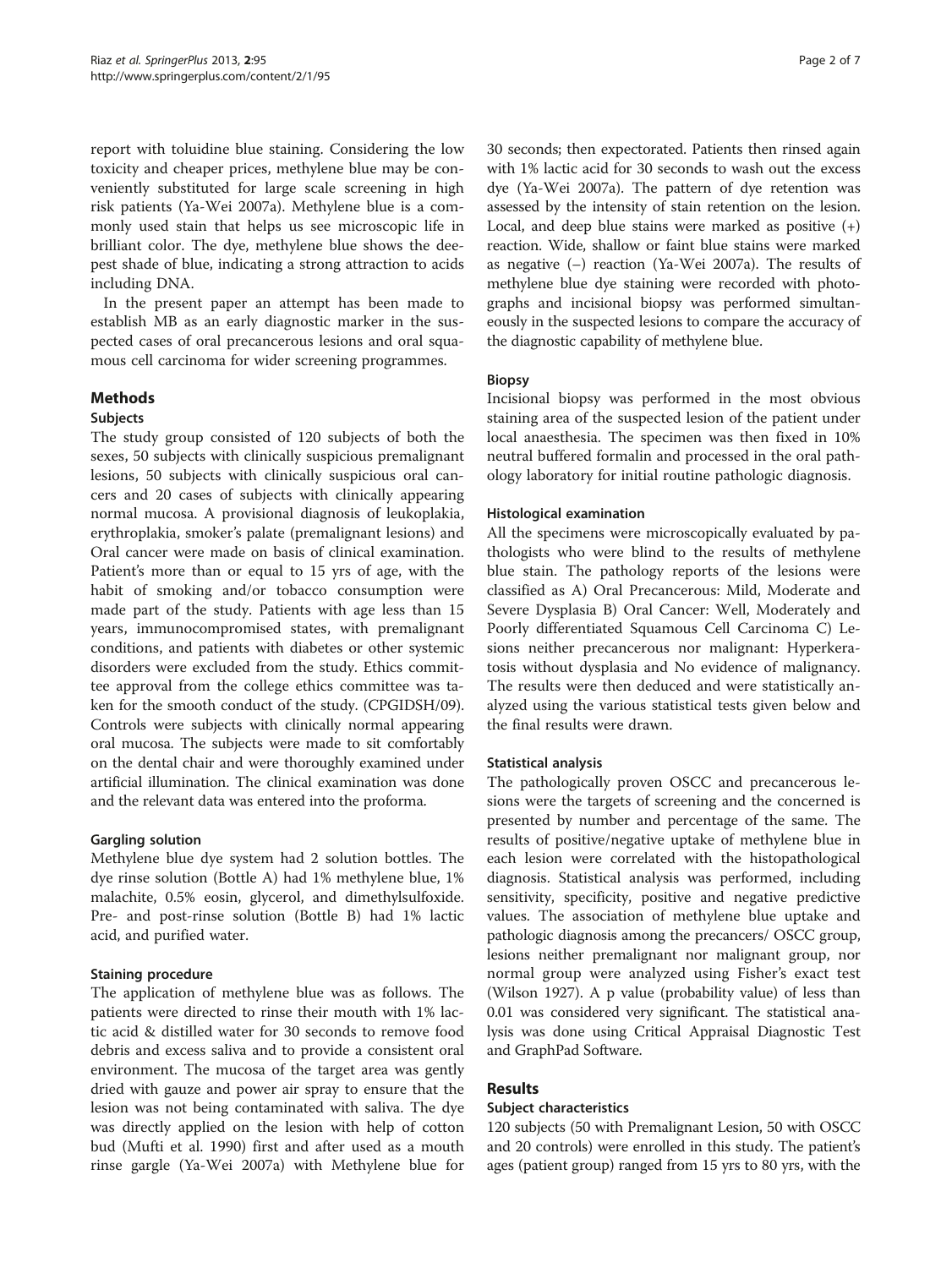report with toluidine blue staining. Considering the low toxicity and cheaper prices, methylene blue may be conveniently substituted for large scale screening in high risk patients (Ya-Wei 2007a). Methylene blue is a commonly used stain that helps us see microscopic life in brilliant color. The dye, methylene blue shows the deepest shade of blue, indicating a strong attraction to acids including DNA.

In the present paper an attempt has been made to establish MB as an early diagnostic marker in the suspected cases of oral precancerous lesions and oral squamous cell carcinoma for wider screening programmes.

## Methods

### Subjects

The study group consisted of 120 subjects of both the sexes, 50 subjects with clinically suspicious premalignant lesions, 50 subjects with clinically suspicious oral cancers and 20 cases of subjects with clinically appearing normal mucosa. A provisional diagnosis of leukoplakia, erythroplakia, smoker's palate (premalignant lesions) and Oral cancer were made on basis of clinical examination. Patient's more than or equal to 15 yrs of age, with the habit of smoking and/or tobacco consumption were made part of the study. Patients with age less than 15 years, immunocompromised states, with premalignant conditions, and patients with diabetes or other systemic disorders were excluded from the study. Ethics committee approval from the college ethics committee was taken for the smooth conduct of the study. (CPGIDSH/09). Controls were subjects with clinically normal appearing oral mucosa. The subjects were made to sit comfortably on the dental chair and were thoroughly examined under artificial illumination. The clinical examination was done and the relevant data was entered into the proforma.

### Gargling solution

Methylene blue dye system had 2 solution bottles. The dye rinse solution (Bottle A) had 1% methylene blue, 1% malachite, 0.5% eosin, glycerol, and dimethylsulfoxide. Pre- and post-rinse solution (Bottle B) had 1% lactic acid, and purified water.

### Staining procedure

The application of methylene blue was as follows. The patients were directed to rinse their mouth with 1% lactic acid & distilled water for 30 seconds to remove food debris and excess saliva and to provide a consistent oral environment. The mucosa of the target area was gently dried with gauze and power air spray to ensure that the lesion was not being contaminated with saliva. The dye was directly applied on the lesion with help of cotton bud (Mufti et al. 1990) first and after used as a mouth rinse gargle (Ya-Wei 2007a) with Methylene blue for 30 seconds; then expectorated. Patients then rinsed again with 1% lactic acid for 30 seconds to wash out the excess dye (Ya-Wei 2007a). The pattern of dye retention was assessed by the intensity of stain retention on the lesion. Local, and deep blue stains were marked as positive (+) reaction. Wide, shallow or faint blue stains were marked as negative (–) reaction (Ya-Wei 2007a). The results of methylene blue dye staining were recorded with photographs and incisional biopsy was performed simultaneously in the suspected lesions to compare the accuracy of the diagnostic capability of methylene blue.

### Biopsy

Incisional biopsy was performed in the most obvious staining area of the suspected lesion of the patient under local anaesthesia. The specimen was then fixed in 10% neutral buffered formalin and processed in the oral pathology laboratory for initial routine pathologic diagnosis.

### Histological examination

All the specimens were microscopically evaluated by pathologists who were blind to the results of methylene blue stain. The pathology reports of the lesions were classified as A) Oral Precancerous: Mild, Moderate and Severe Dysplasia B) Oral Cancer: Well, Moderately and Poorly differentiated Squamous Cell Carcinoma C) Lesions neither precancerous nor malignant: Hyperkeratosis without dysplasia and No evidence of malignancy. The results were then deduced and were statistically analyzed using the various statistical tests given below and the final results were drawn.

### Statistical analysis

The pathologically proven OSCC and precancerous lesions were the targets of screening and the concerned is presented by number and percentage of the same. The results of positive/negative uptake of methylene blue in each lesion were correlated with the histopathological diagnosis. Statistical analysis was performed, including sensitivity, specificity, positive and negative predictive values. The association of methylene blue uptake and pathologic diagnosis among the precancers/ OSCC group, lesions neither premalignant nor malignant group, nor normal group were analyzed using Fisher's exact test (Wilson 1927). A p value (probability value) of less than 0.01 was considered very significant. The statistical analysis was done using Critical Appraisal Diagnostic Test and GraphPad Software.

## Results

### Subject characteristics

120 subjects (50 with Premalignant Lesion, 50 with OSCC and 20 controls) were enrolled in this study. The patient's ages (patient group) ranged from 15 yrs to 80 yrs, with the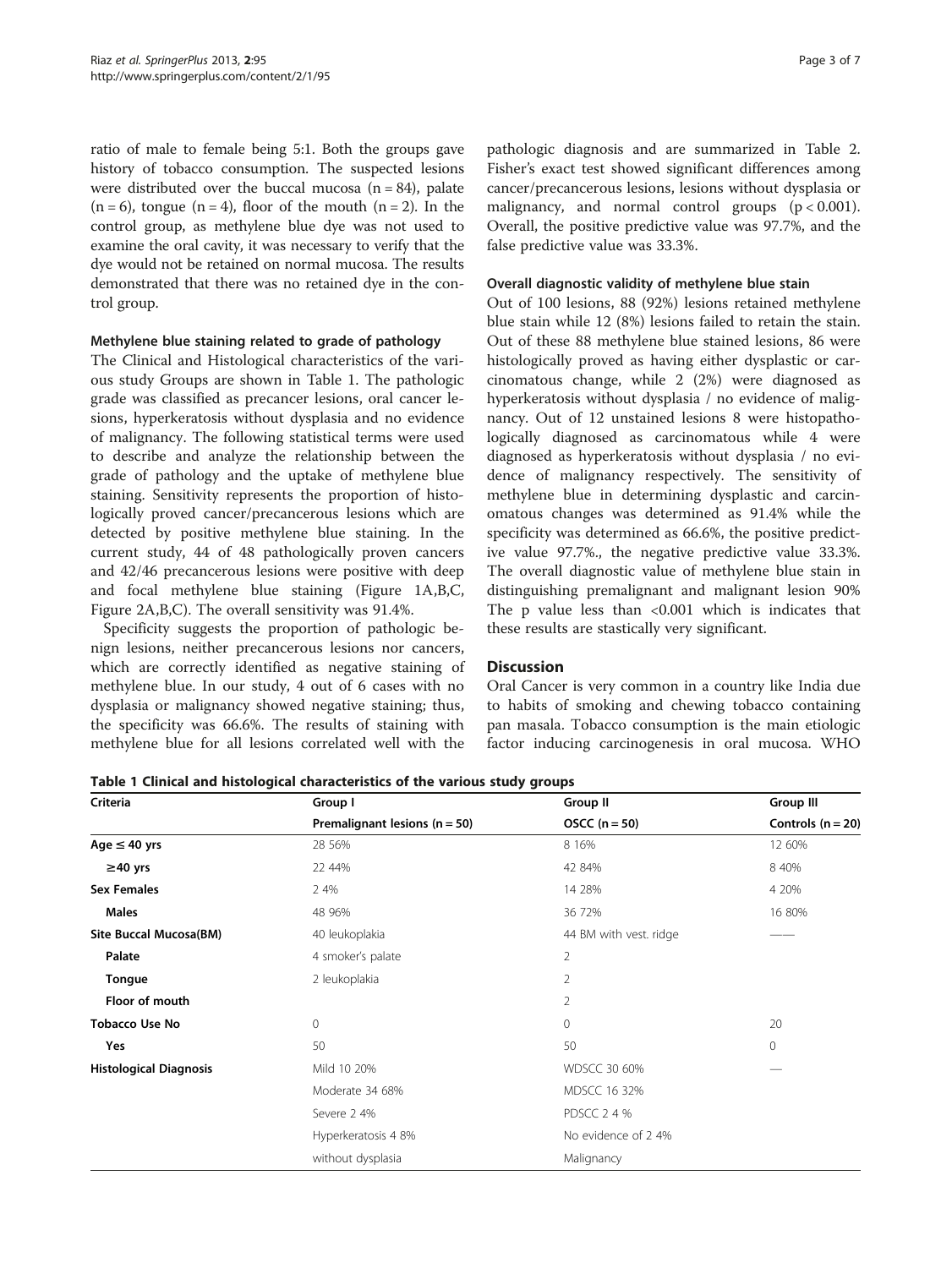ratio of male to female being 5:1. Both the groups gave history of tobacco consumption. The suspected lesions were distributed over the buccal mucosa (n = 84), palate (n = 6), tongue (n = 4), floor of the mouth (n = 2). In the control group, as methylene blue dye was not used to examine the oral cavity, it was necessary to verify that the dye would not be retained on normal mucosa. The results demonstrated that there was no retained dye in the control group.

#### Methylene blue staining related to grade of pathology

The Clinical and Histological characteristics of the various study Groups are shown in Table 1. The pathologic grade was classified as precancer lesions, oral cancer lesions, hyperkeratosis without dysplasia and no evidence of malignancy. The following statistical terms were used to describe and analyze the relationship between the grade of pathology and the uptake of methylene blue staining. Sensitivity represents the proportion of histologically proved cancer/precancerous lesions which are detected by positive methylene blue staining. In the current study, 44 of 48 pathologically proven cancers and 42/46 precancerous lesions were positive with deep and focal methylene blue staining (Figure 1A,B,C, Figure 2A,B,C). The overall sensitivity was 91.4%.

Specificity suggests the proportion of pathologic benign lesions, neither precancerous lesions nor cancers, which are correctly identified as negative staining of methylene blue. In our study, 4 out of 6 cases with no dysplasia or malignancy showed negative staining; thus, the specificity was 66.6%. The results of staining with methylene blue for all lesions correlated well with the pathologic diagnosis and are summarized in Table 2. Fisher's exact test showed significant differences among cancer/precancerous lesions, lesions without dysplasia or malignancy, and normal control groups ($p < 0.001$). Overall, the positive predictive value was 97.7%, and the false predictive value was 33.3%.

#### Overall diagnostic validity of methylene blue stain

Out of 100 lesions, 88 (92%) lesions retained methylene blue stain while 12 (8%) lesions failed to retain the stain. Out of these 88 methylene blue stained lesions, 86 were histologically proved as having either dysplastic or carcinomatous change, while 2 (2%) were diagnosed as hyperkeratosis without dysplasia / no evidence of malignancy. Out of 12 unstained lesions 8 were histopathologically diagnosed as carcinomatous while 4 were diagnosed as hyperkeratosis without dysplasia / no evidence of malignancy respectively. The sensitivity of methylene blue in determining dysplastic and carcinomatous changes was determined as 91.4% while the specificity was determined as 66.6%, the positive predictive value 97.7%., the negative predictive value 33.3%. The overall diagnostic value of methylene blue stain in distinguishing premalignant and malignant lesion 90% The p value less than <0.001 which is indicates that these results are stastically very significant.

## Discussion

Oral Cancer is very common in a country like India due to habits of smoking and chewing tobacco containing pan masala. Tobacco consumption is the main etiologic factor inducing carcinogenesis in oral mucosa. WHO

**Table 1 Clinical and histological characteristics of the various study groups**

| Criteria | Group I | Group II | Group III |
|---|---|---|---|
| | Premalignant lesions (n = 50) | OSCC (n = 50) | Controls (n = 20) |
| **Age ≤ 40 yrs** | 28 56% | 8 16% | 12 60% |
| **≥40 yrs** | 22 44% | 42 84% | 8 40% |
| **Sex Females** | 2 4% | 14 28% | 4 20% |
| **Males** | 48 96% | 36 72% | 16 80% |
| **Site Buccal Mucosa(BM)** | 40 leukoplakia | 44 BM with vest. ridge | —— |
| **Palate** | 4 smoker's palate | 2 | |
| **Tongue** | 2 leukoplakia | 2 | |
| **Floor of mouth** | | 2 | |
| **Tobacco Use No** | 0 | 0 | 20 |
| **Yes** | 50 | 50 | 0 |
| **Histological Diagnosis** | Mild 10 20% | WDSCC 30 60% | — |
| | Moderate 34 68% | MDSCC 16 32% | |
| | Severe 2 4% | PDSCC 2 4 % | |
| | Hyperkeratosis 4 8% | No evidence of 2 4% | |
| | without dysplasia | Malignancy | |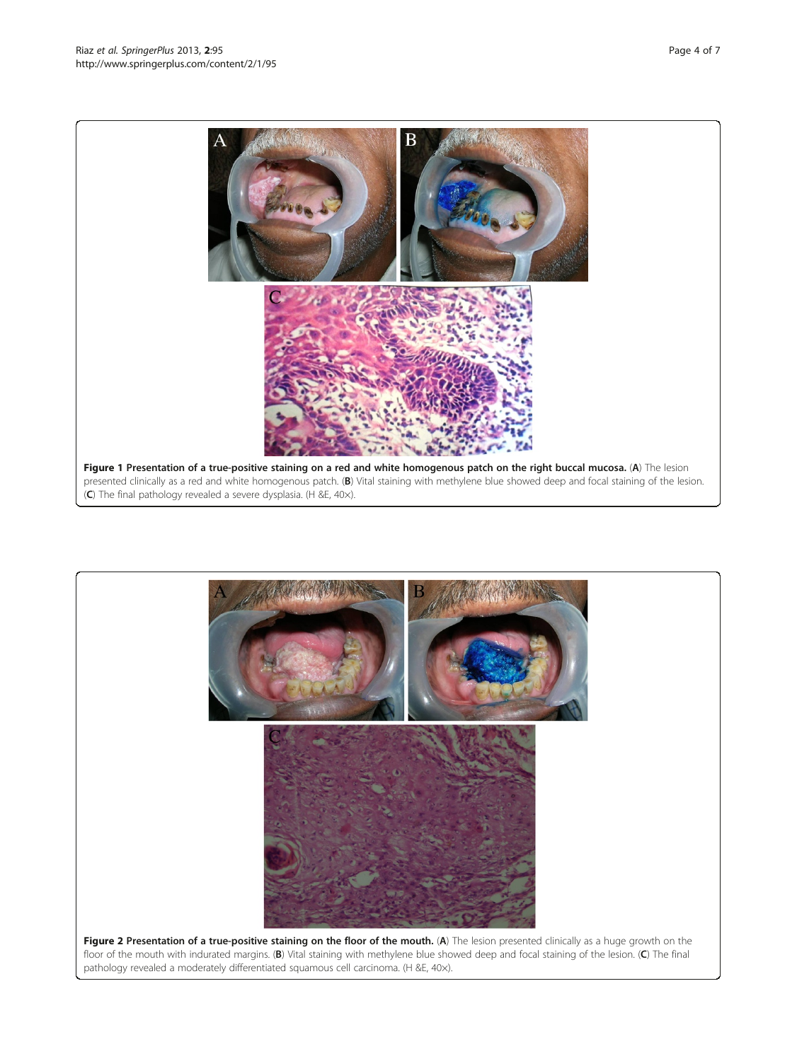**Figure 1 Presentation of a true-positive staining on a red and white homogenous patch on the right buccal mucosa.** (**A**) The lesion presented clinically as a red and white homogenous patch. (**B**) Vital staining with methylene blue showed deep and focal staining of the lesion. (**C**) The final pathology revealed a severe dysplasia. (H &E, 40×).

**Figure 2 Presentation of a true-positive staining on the floor of the mouth.** (**A**) The lesion presented clinically as a huge growth on the floor of the mouth with indurated margins. (**B**) Vital staining with methylene blue showed deep and focal staining of the lesion. (**C**) The final pathology revealed a moderately differentiated squamous cell carcinoma. (H &E, 40×).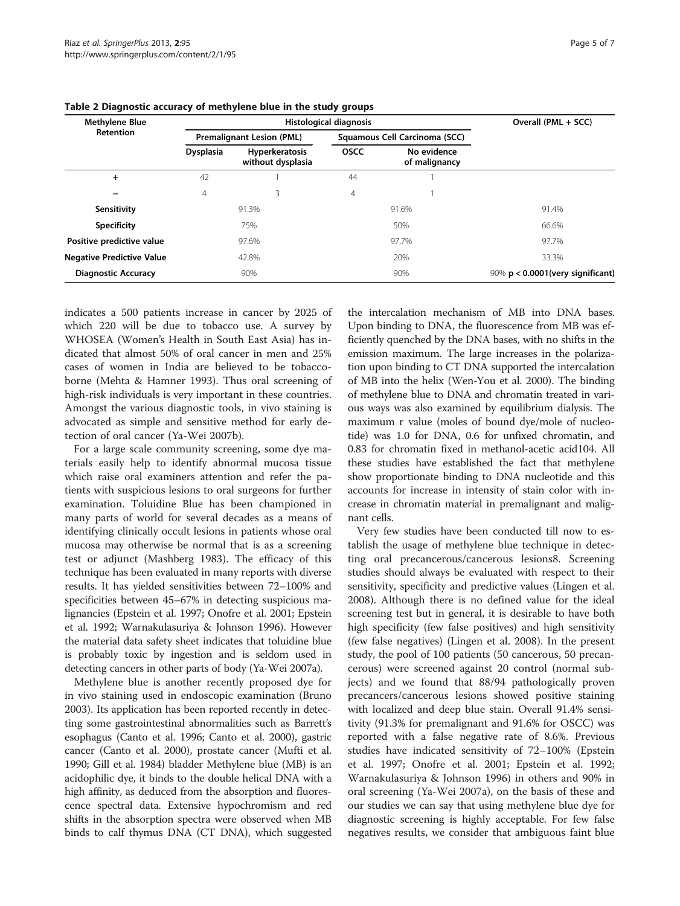**Table 2 Diagnostic accuracy of methylene blue in the study groups**

| Methylene Blue Retention | Histological diagnosis | | | | Overall (PML + SCC) |
|---|---|---|---|---|---|
| | Premalignant Lesion (PML) | | Squamous Cell Carcinoma (SCC) | | |
| | Dysplasia | Hyperkeratosis without dysplasia | OSCC | No evidence of malignancy | |
| + | 42 | 1 | 44 | 1 | |
| − | 4 | 3 | 4 | 1 | |
| **Sensitivity** | 91.3% | | 91.6% | | 91.4% |
| **Specificity** | 75% | | 50% | | 66.6% |
| **Positive predictive value** | 97.6% | | 97.7% | | 97.7% |
| **Negative Predictive Value** | 42.8% | | 20% | | 33.3% |
| **Diagnostic Accuracy** | 90% | | 90% | | 90% **$p < 0.0001$(very significant)** |

indicates a 500 patients increase in cancer by 2025 of which 220 will be due to tobacco use. A survey by WHOSEA (Women's Health in South East Asia) has indicated that almost 50% of oral cancer in men and 25% cases of women in India are believed to be tobacco-borne (Mehta & Hamner 1993). Thus oral screening of high-risk individuals is very important in these countries. Amongst the various diagnostic tools, in vivo staining is advocated as simple and sensitive method for early detection of oral cancer (Ya-Wei 2007b).

For a large scale community screening, some dye materials easily help to identify abnormal mucosa tissue which raise oral examiners attention and refer the patients with suspicious lesions to oral surgeons for further examination. Toluidine Blue has been championed in many parts of world for several decades as a means of identifying clinically occult lesions in patients whose oral mucosa may otherwise be normal that is as a screening test or adjunct (Mashberg 1983). The efficacy of this technique has been evaluated in many reports with diverse results. It has yielded sensitivities between 72–100% and specificities between 45–67% in detecting suspicious malignancies (Epstein et al. 1997; Onofre et al. 2001; Epstein et al. 1992; Warnakulasuriya & Johnson 1996). However the material data safety sheet indicates that toluidine blue is probably toxic by ingestion and is seldom used in detecting cancers in other parts of body (Ya-Wei 2007a).

Methylene blue is another recently proposed dye for in vivo staining used in endoscopic examination (Bruno 2003). Its application has been reported recently in detecting some gastrointestinal abnormalities such as Barrett's esophagus (Canto et al. 1996; Canto et al. 2000), gastric cancer (Canto et al. 2000), prostate cancer (Mufti et al. 1990; Gill et al. 1984) bladder Methylene blue (MB) is an acidophilic dye, it binds to the double helical DNA with a high affinity, as deduced from the absorption and fluorescence spectral data. Extensive hypochromism and red shifts in the absorption spectra were observed when MB binds to calf thymus DNA (CT DNA), which suggested the intercalation mechanism of MB into DNA bases. Upon binding to DNA, the fluorescence from MB was efficiently quenched by the DNA bases, with no shifts in the emission maximum. The large increases in the polarization upon binding to CT DNA supported the intercalation of MB into the helix (Wen-You et al. 2000). The binding of methylene blue to DNA and chromatin treated in various ways was also examined by equilibrium dialysis. The maximum r value (moles of bound dye/mole of nucleotide) was 1.0 for DNA, 0.6 for unfixed chromatin, and 0.83 for chromatin fixed in methanol-acetic acid104. All these studies have established the fact that methylene show proportionate binding to DNA nucleotide and this accounts for increase in intensity of stain color with increase in chromatin material in premalignant and malignant cells.

Very few studies have been conducted till now to establish the usage of methylene blue technique in detecting oral precancerous/cancerous lesions8. Screening studies should always be evaluated with respect to their sensitivity, specificity and predictive values (Lingen et al. 2008). Although there is no defined value for the ideal screening test but in general, it is desirable to have both high specificity (few false positives) and high sensitivity (few false negatives) (Lingen et al. 2008). In the present study, the pool of 100 patients (50 cancerous, 50 precancerous) were screened against 20 control (normal subjects) and we found that 88/94 pathologically proven precancers/cancerous lesions showed positive staining with localized and deep blue stain. Overall 91.4% sensitivity (91.3% for premalignant and 91.6% for OSCC) was reported with a false negative rate of 8.6%. Previous studies have indicated sensitivity of 72–100% (Epstein et al. 1997; Onofre et al. 2001; Epstein et al. 1992; Warnakulasuriya & Johnson 1996) in others and 90% in oral screening (Ya-Wei 2007a), on the basis of these and our studies we can say that using methylene blue dye for diagnostic screening is highly acceptable. For few false negatives results, we consider that ambiguous faint blue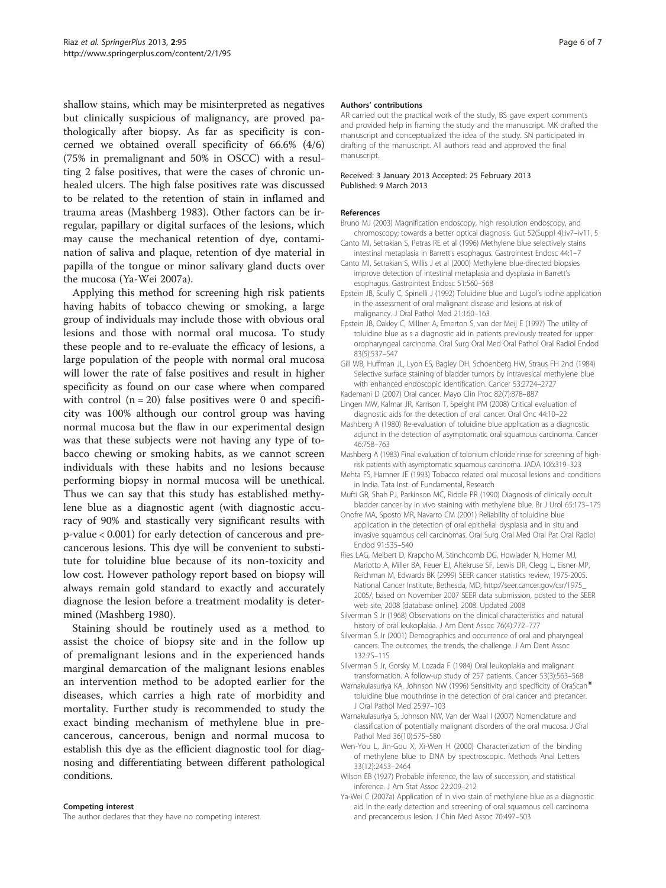shallow stains, which may be misinterpreted as negatives but clinically suspicious of malignancy, are proved pathologically after biopsy. As far as specificity is concerned we obtained overall specificity of 66.6% (4/6) (75% in premalignant and 50% in OSCC) with a resulting 2 false positives, that were the cases of chronic unhealed ulcers. The high false positives rate was discussed to be related to the retention of stain in inflamed and trauma areas (Mashberg 1983). Other factors can be irregular, papillary or digital surfaces of the lesions, which may cause the mechanical retention of dye, contamination of saliva and plaque, retention of dye material in papilla of the tongue or minor salivary gland ducts over the mucosa (Ya-Wei 2007a).

Applying this method for screening high risk patients having habits of tobacco chewing or smoking, a large group of individuals may include those with obvious oral lesions and those with normal oral mucosa. To study these people and to re-evaluate the efficacy of lesions, a large population of the people with normal oral mucosa will lower the rate of false positives and result in higher specificity as found on our case where when compared with control ($n = 20$) false positives were 0 and specificity was 100% although our control group was having normal mucosa but the flaw in our experimental design was that these subjects were not having any type of tobacco chewing or smoking habits, as we cannot screen individuals with these habits and no lesions because performing biopsy in normal mucosa will be unethical. Thus we can say that this study has established methylene blue as a diagnostic agent (with diagnostic accuracy of 90% and stastically very significant results with p-value < 0.001) for early detection of cancerous and precancerous lesions. This dye will be convenient to substitute for toluidine blue because of its non-toxicity and low cost. However pathology report based on biopsy will always remain gold standard to exactly and accurately diagnose the lesion before a treatment modality is determined (Mashberg 1980).

Staining should be routinely used as a method to assist the choice of biopsy site and in the follow up of premalignant lesions and in the experienced hands marginal demarcation of the malignant lesions enables an intervention method to be adopted earlier for the diseases, which carries a high rate of morbidity and mortality. Further study is recommended to study the exact binding mechanism of methylene blue in precancerous, cancerous, benign and normal mucosa to establish this dye as the efficient diagnostic tool for diagnosing and differentiating between different pathological conditions.

#### Competing interest
The author declares that they have no competing interest.

#### Authors' contributions
AR carried out the practical work of the study, BS gave expert comments and provided help in framing the study and the manuscript. MK drafted the manuscript and conceptualized the idea of the study. SN participated in drafting of the manuscript. All authors read and approved the final manuscript.

Received: 3 January 2013 Accepted: 25 February 2013
Published: 9 March 2013

#### References
Bruno MJ (2003) Magnification endoscopy, high resolution endoscopy, and chromoscopy; towards a better optical diagnosis. Gut 52(Suppl 4):iv7–iv11, 5

Canto MI, Setrakian S, Petras RE et al (1996) Methylene blue selectively stains intestinal metaplasia in Barrett's esophagus. Gastrointest Endosc 44:1–7

Canto MI, Setrakian S, Willis J et al (2000) Methylene blue-directed biopsies improve detection of intestinal metaplasia and dysplasia in Barrett's esophagus. Gastrointest Endosc 51:560–568

Epstein JB, Scully C, Spinelli J (1992) Toluidine blue and Lugol's iodine application in the assessment of oral malignant disease and lesions at risk of malignancy. J Oral Pathol Med 21:160–163

Epstein JB, Oakley C, Millner A, Emerton S, van der Meij E (1997) The utility of toluidine blue as s a diagnostic aid in patients previously treated for upper oropharyngeal carcinoma. Oral Surg Oral Med Oral Pathol Oral Radiol Endod 83(5):537–547

Gill WB, Huffman JL, Lyon ES, Bagley DH, Schoenberg HW, Straus FH 2nd (1984) Selective surface staining of bladder tumors by intravesical methylene blue with enhanced endoscopic identification. Cancer 53:2724–2727

Kademani D (2007) Oral cancer. Mayo Clin Proc 82(7):878–887

Lingen MW, Kalmar JR, Karrison T, Speight PM (2008) Critical evaluation of diagnostic aids for the detection of oral cancer. Oral Onc 44:10–22

Mashberg A (1980) Re-evaluation of toluidine blue application as a diagnostic adjunct in the detection of asymptomatic oral squamous carcinoma. Cancer 46:758–763

Mashberg A (1983) Final evaluation of tolonium chloride rinse for screening of high-risk patients with asymptomatic squamous carcinoma. JADA 106:319–323

Mehta FS, Hamner JE (1993) Tobacco related oral mucosal lesions and conditions in India. Tata Inst. of Fundamental, Research

Mufti GR, Shah PJ, Parkinson MC, Riddle PR (1990) Diagnosis of clinically occult bladder cancer by in vivo staining with methylene blue. Br J Urol 65:173–175

Onofre MA, Sposto MR, Navarro CM (2001) Reliability of toluidine blue application in the detection of oral epithelial dysplasia and in situ and invasive squamous cell carcinomas. Oral Surg Oral Med Oral Pat Oral Radiol Endod 91:535–540

Ries LAG, Melbert D, Krapcho M, Stinchcomb DG, Howlader N, Horner MJ, Mariotto A, Miller BA, Feuer EJ, Altekruse SF, Lewis DR, Clegg L, Eisner MP, Reichman M, Edwards BK (1999) SEER cancer statistics review, 1975-2005. National Cancer Institute, Bethesda, MD, http://seer.cancer.gov/csr/1975_2005/, based on November 2007 SEER data submission, posted to the SEER web site, 2008 [database online]. 2008. Updated 2008

Silverman S Jr (1968) Observations on the clinical characteristics and natural history of oral leukoplakia. J Am Dent Assoc 76(4):772–777

Silverman S Jr (2001) Demographics and occurrence of oral and pharyngeal cancers. The outcomes, the trends, the challenge. J Am Dent Assoc 132:7S–11S

Silverman S Jr, Gorsky M, Lozada F (1984) Oral leukoplakia and malignant transformation. A follow-up study of 257 patients. Cancer 53(3):563–568

Warnakulasuriya KA, Johnson NW (1996) Sensitivity and specificity of OraScan® toluidine blue mouthrinse in the detection of oral cancer and precancer. J Oral Pathol Med 25:97–103

Warnakulasuriya S, Johnson NW, Van der Waal I (2007) Nomenclature and classification of potentially malignant disorders of the oral mucosa. J Oral Pathol Med 36(10):575–580

Wen-You L, Jin-Gou X, Xi-Wen H (2000) Characterization of the binding of methylene blue to DNA by spectroscopic. Methods Anal Letters 33(12):2453–2464

Wilson EB (1927) Probable inference, the law of succession, and statistical inference. J Am Stat Assoc 22:209–212

Ya-Wei C (2007a) Application of in vivo stain of methylene blue as a diagnostic aid in the early detection and screening of oral squamous cell carcinoma and precancerous lesion. J Chin Med Assoc 70:497–503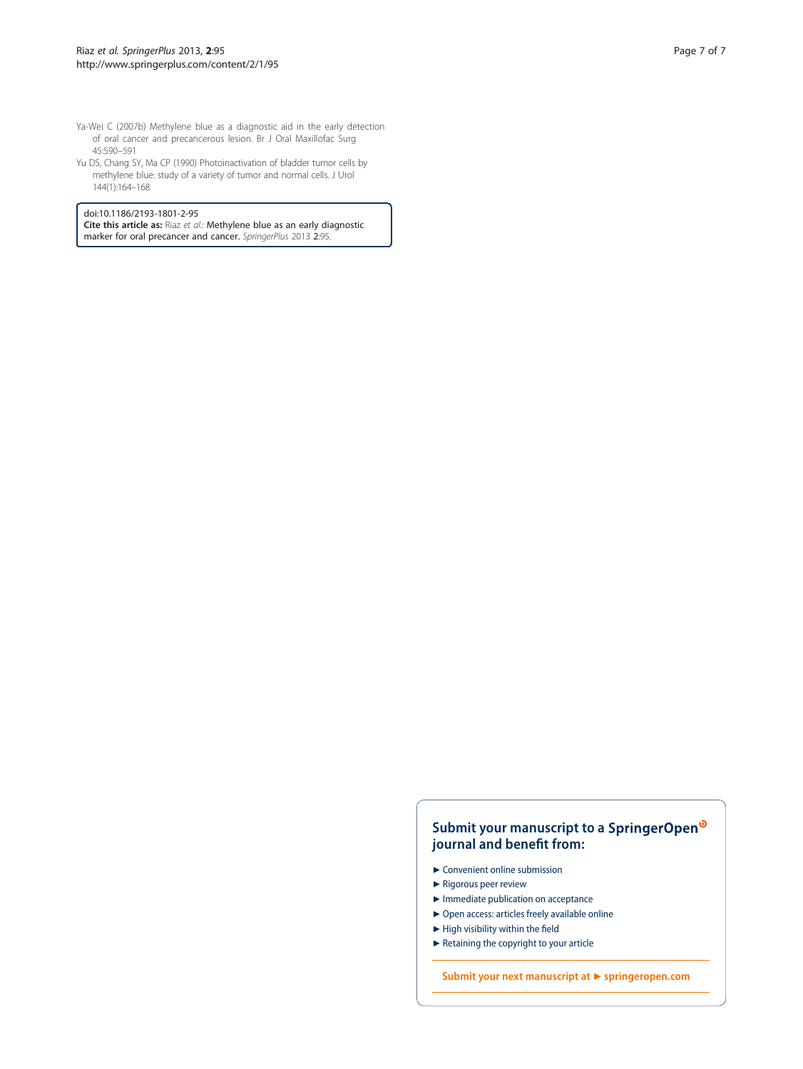Ya-Wei C (2007b) Methylene blue as a diagnostic aid in the early detection of oral cancer and precancerous lesion. Br J Oral Maxillofac Surg 45:590–591

Yu DS, Chang SY, Ma CP (1990) Photoinactivation of bladder tumor cells by methylene blue: study of a variety of tumor and normal cells. J Urol 144(1):164–168

doi:10.1186/2193-1801-2-95
**Cite this article as:** Riaz *et al.*: Methylene blue as an early diagnostic marker for oral precancer and cancer. *SpringerPlus* 2013 **2**:95.

**Submit your manuscript to a SpringerOpen journal and benefit from:**

- ► Convenient online submission
- ► Rigorous peer review
- ► Immediate publication on acceptance
- ► Open access: articles freely available online
- ► High visibility within the field
- ► Retaining the copyright to your article

**Submit your next manuscript at ► springeropen.com**